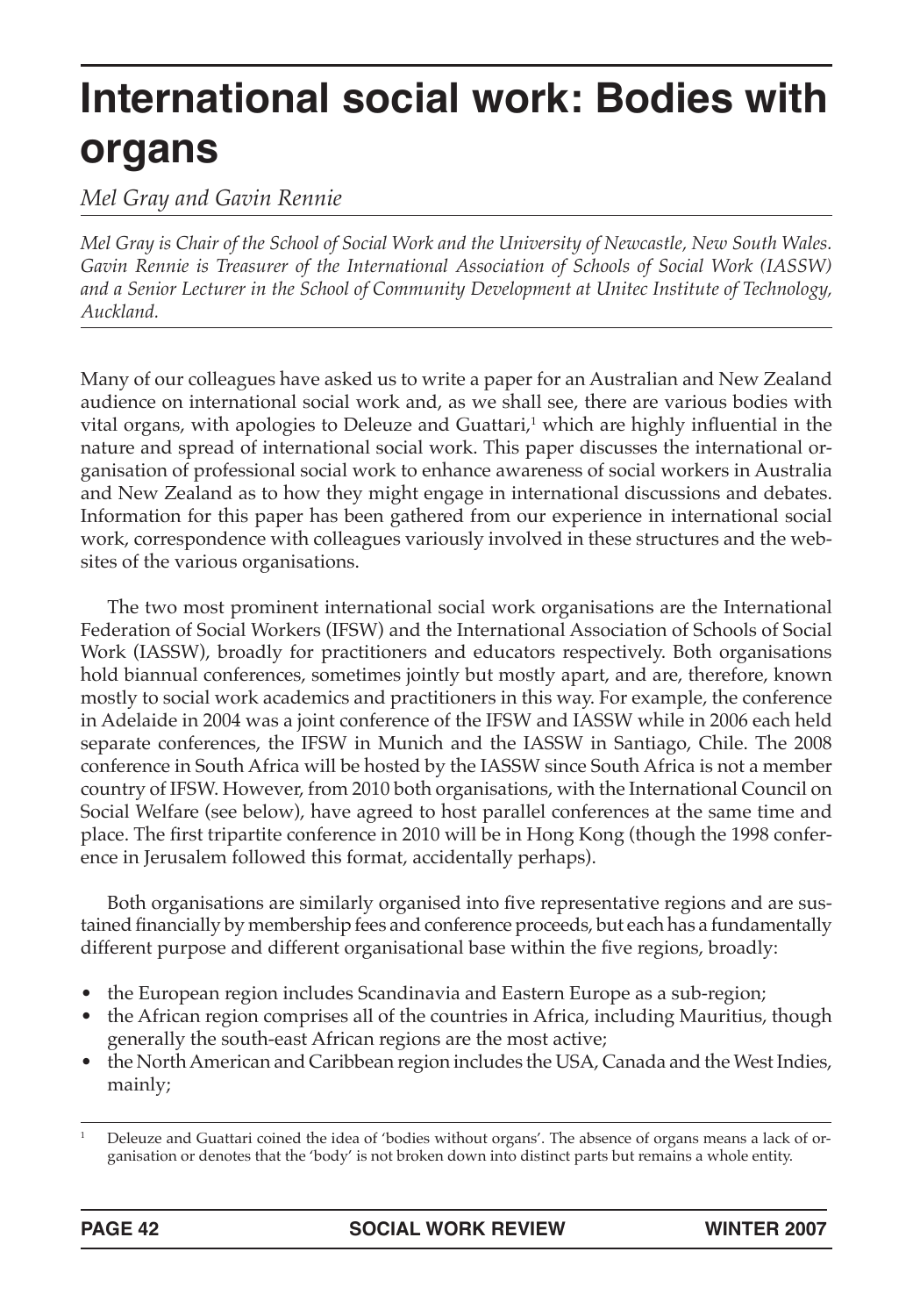# International social work: Bodies with organs

*Mel Gray and Gavin Rennie*

*Mel Gray is Chair of the School of Social Work and the University of Newcastle, New South Wales. Gavin Rennie is Treasurer of the International Association of Schools of Social Work (IASSW) and a Senior Lecturer in the School of Community Development at Unitec Institute of Technology, Auckland.*

Many of our colleagues have asked us to write a paper for an Australian and New Zealand audience on international social work and, as we shall see, there are various bodies with vital organs, with apologies to Deleuze and Guattari,[1] which are highly influential in the nature and spread of international social work. This paper discusses the international organisation of professional social work to enhance awareness of social workers in Australia and New Zealand as to how they might engage in international discussions and debates. Information for this paper has been gathered from our experience in international social work, correspondence with colleagues variously involved in these structures and the websites of the various organisations.

The two most prominent international social work organisations are the International Federation of Social Workers (IFSW) and the International Association of Schools of Social Work (IASSW), broadly for practitioners and educators respectively. Both organisations hold biannual conferences, sometimes jointly but mostly apart, and are, therefore, known mostly to social work academics and practitioners in this way. For example, the conference in Adelaide in 2004 was a joint conference of the IFSW and IASSW while in 2006 each held separate conferences, the IFSW in Munich and the IASSW in Santiago, Chile. The 2008 conference in South Africa will be hosted by the IASSW since South Africa is not a member country of IFSW. However, from 2010 both organisations, with the International Council on Social Welfare (see below), have agreed to host parallel conferences at the same time and place. The first tripartite conference in 2010 will be in Hong Kong (though the 1998 conference in Jerusalem followed this format, accidentally perhaps).

Both organisations are similarly organised into five representative regions and are sustained financially by membership fees and conference proceeds, but each has a fundamentally different purpose and different organisational base within the five regions, broadly:

- the European region includes Scandinavia and Eastern Europe as a sub-region;
- the African region comprises all of the countries in Africa, including Mauritius, though generally the south-east African regions are the most active;
- the North American and Caribbean region includes the USA, Canada and the West Indies, mainly;

[1] Deleuze and Guattari coined the idea of 'bodies without organs'. The absence of organs means a lack of organisation or denotes that the 'body' is not broken down into distinct parts but remains a whole entity.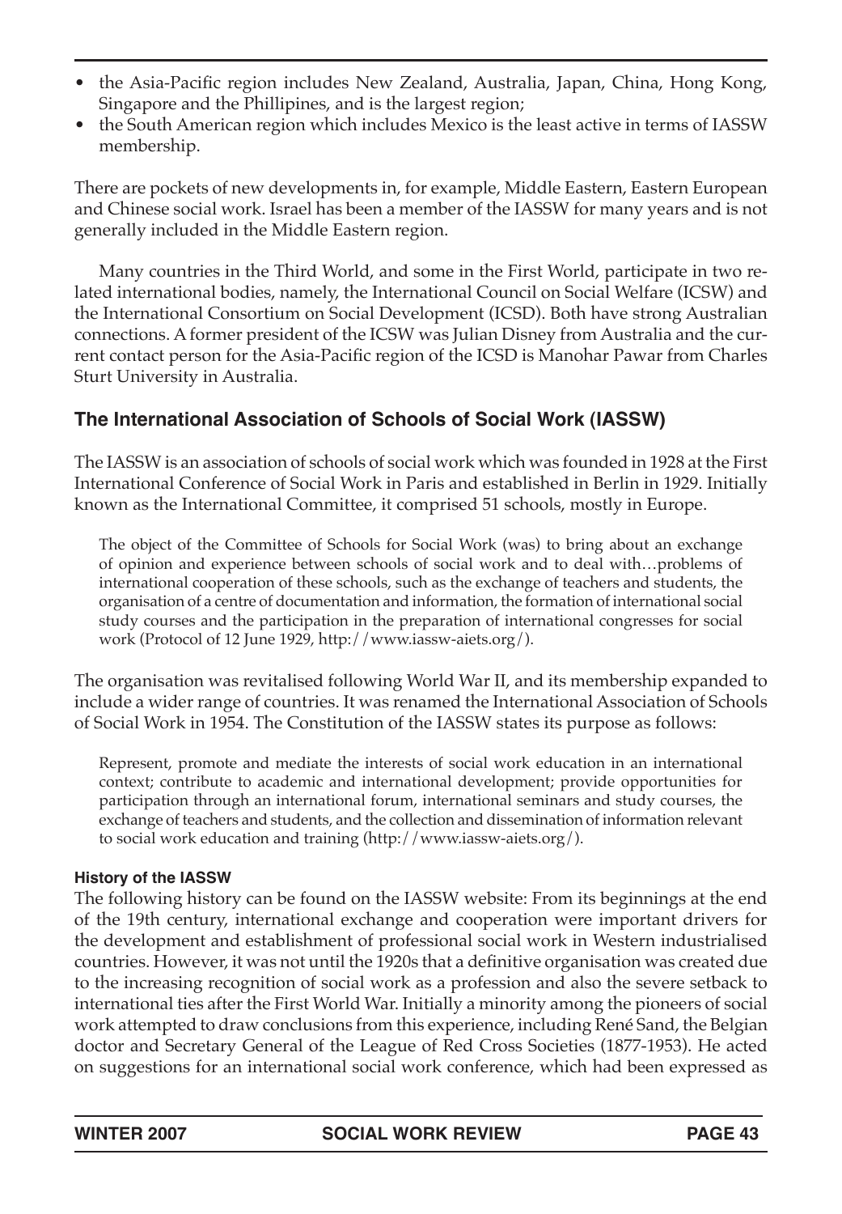- the Asia-Pacific region includes New Zealand, Australia, Japan, China, Hong Kong, Singapore and the Phillipines, and is the largest region;
- the South American region which includes Mexico is the least active in terms of IASSW membership.

There are pockets of new developments in, for example, Middle Eastern, Eastern European and Chinese social work. Israel has been a member of the IASSW for many years and is not generally included in the Middle Eastern region.

Many countries in the Third World, and some in the First World, participate in two related international bodies, namely, the International Council on Social Welfare (ICSW) and the International Consortium on Social Development (ICSD). Both have strong Australian connections. A former president of the ICSW was Julian Disney from Australia and the current contact person for the Asia-Pacific region of the ICSD is Manohar Pawar from Charles Sturt University in Australia.

## The International Association of Schools of Social Work (IASSW)

The IASSW is an association of schools of social work which was founded in 1928 at the First International Conference of Social Work in Paris and established in Berlin in 1929. Initially known as the International Committee, it comprised 51 schools, mostly in Europe.

> The object of the Committee of Schools for Social Work (was) to bring about an exchange of opinion and experience between schools of social work and to deal with…problems of international cooperation of these schools, such as the exchange of teachers and students, the organisation of a centre of documentation and information, the formation of international social study courses and the participation in the preparation of international congresses for social work (Protocol of 12 June 1929, http://www.iassw-aiets.org/).

The organisation was revitalised following World War II, and its membership expanded to include a wider range of countries. It was renamed the International Association of Schools of Social Work in 1954. The Constitution of the IASSW states its purpose as follows:

> Represent, promote and mediate the interests of social work education in an international context; contribute to academic and international development; provide opportunities for participation through an international forum, international seminars and study courses, the exchange of teachers and students, and the collection and dissemination of information relevant to social work education and training (http://www.iassw-aiets.org/).

### History of the IASSW

The following history can be found on the IASSW website: From its beginnings at the end of the 19th century, international exchange and cooperation were important drivers for the development and establishment of professional social work in Western industrialised countries. However, it was not until the 1920s that a definitive organisation was created due to the increasing recognition of social work as a profession and also the severe setback to international ties after the First World War. Initially a minority among the pioneers of social work attempted to draw conclusions from this experience, including René Sand, the Belgian doctor and Secretary General of the League of Red Cross Societies (1877-1953). He acted on suggestions for an international social work conference, which had been expressed as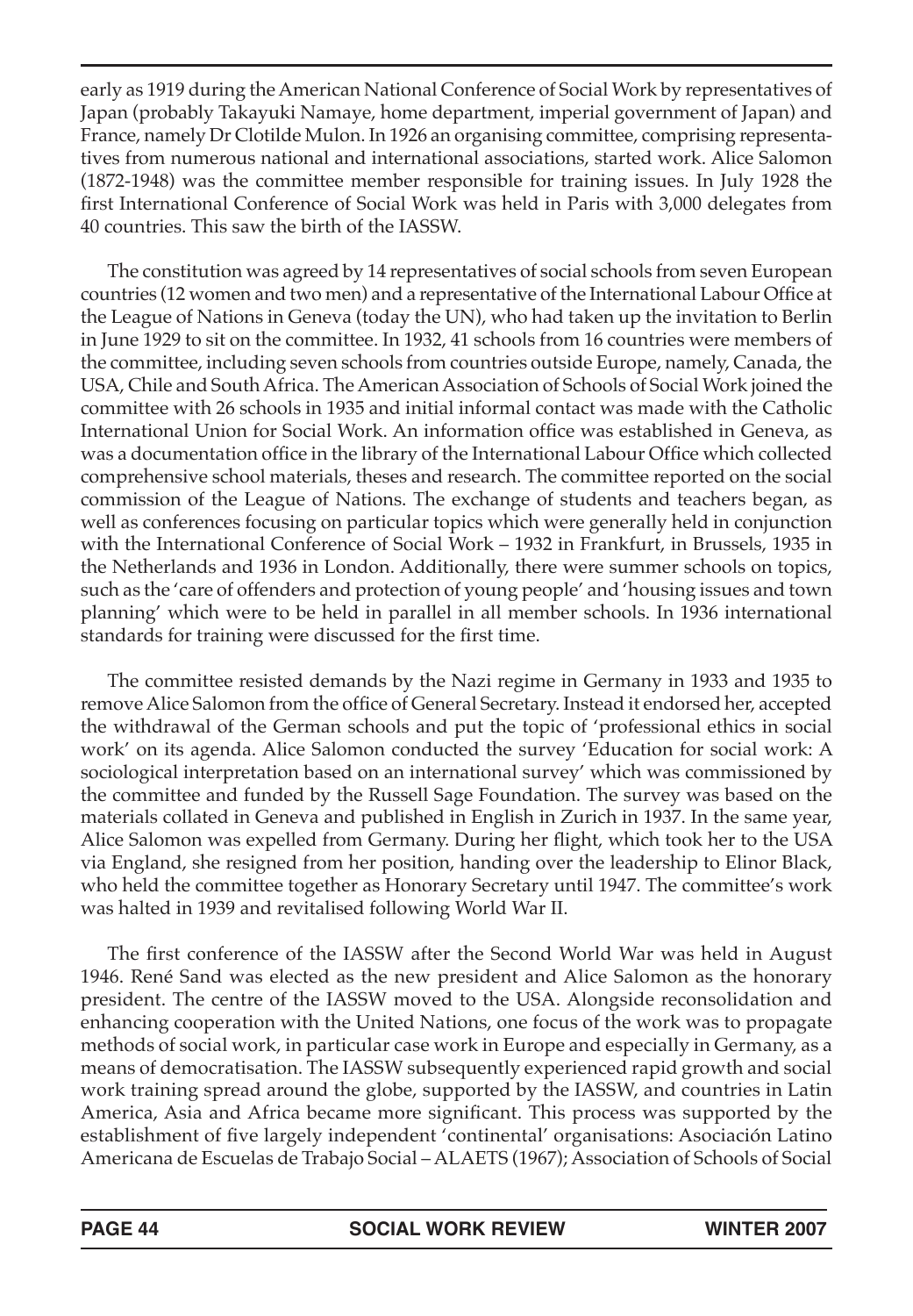early as 1919 during the American National Conference of Social Work by representatives of Japan (probably Takayuki Namaye, home department, imperial government of Japan) and France, namely Dr Clotilde Mulon. In 1926 an organising committee, comprising representatives from numerous national and international associations, started work. Alice Salomon (1872-1948) was the committee member responsible for training issues. In July 1928 the first International Conference of Social Work was held in Paris with 3,000 delegates from 40 countries. This saw the birth of the IASSW.

The constitution was agreed by 14 representatives of social schools from seven European countries (12 women and two men) and a representative of the International Labour Office at the League of Nations in Geneva (today the UN), who had taken up the invitation to Berlin in June 1929 to sit on the committee. In 1932, 41 schools from 16 countries were members of the committee, including seven schools from countries outside Europe, namely, Canada, the USA, Chile and South Africa. The American Association of Schools of Social Work joined the committee with 26 schools in 1935 and initial informal contact was made with the Catholic International Union for Social Work. An information office was established in Geneva, as was a documentation office in the library of the International Labour Office which collected comprehensive school materials, theses and research. The committee reported on the social commission of the League of Nations. The exchange of students and teachers began, as well as conferences focusing on particular topics which were generally held in conjunction with the International Conference of Social Work – 1932 in Frankfurt, in Brussels, 1935 in the Netherlands and 1936 in London. Additionally, there were summer schools on topics, such as the 'care of offenders and protection of young people' and 'housing issues and town planning' which were to be held in parallel in all member schools. In 1936 international standards for training were discussed for the first time.

The committee resisted demands by the Nazi regime in Germany in 1933 and 1935 to remove Alice Salomon from the office of General Secretary. Instead it endorsed her, accepted the withdrawal of the German schools and put the topic of 'professional ethics in social work' on its agenda. Alice Salomon conducted the survey 'Education for social work: A sociological interpretation based on an international survey' which was commissioned by the committee and funded by the Russell Sage Foundation. The survey was based on the materials collated in Geneva and published in English in Zurich in 1937. In the same year, Alice Salomon was expelled from Germany. During her flight, which took her to the USA via England, she resigned from her position, handing over the leadership to Elinor Black, who held the committee together as Honorary Secretary until 1947. The committee's work was halted in 1939 and revitalised following World War II.

The first conference of the IASSW after the Second World War was held in August 1946. René Sand was elected as the new president and Alice Salomon as the honorary president. The centre of the IASSW moved to the USA. Alongside reconsolidation and enhancing cooperation with the United Nations, one focus of the work was to propagate methods of social work, in particular case work in Europe and especially in Germany, as a means of democratisation. The IASSW subsequently experienced rapid growth and social work training spread around the globe, supported by the IASSW, and countries in Latin America, Asia and Africa became more significant. This process was supported by the establishment of five largely independent 'continental' organisations: Asociación Latino Americana de Escuelas de Trabajo Social – ALAETS (1967); Association of Schools of Social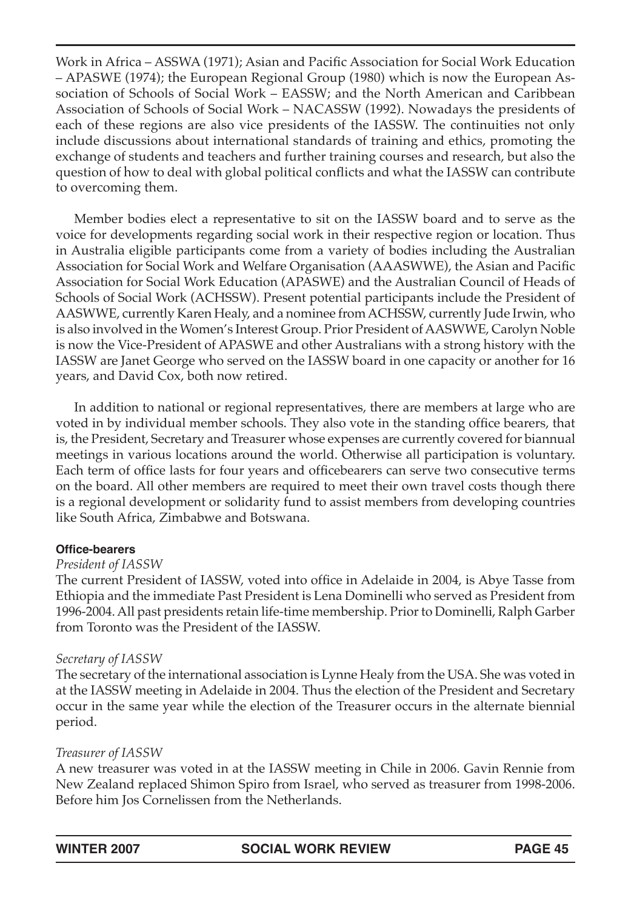Work in Africa – ASSWA (1971); Asian and Pacific Association for Social Work Education – APASWE (1974); the European Regional Group (1980) which is now the European Association of Schools of Social Work – EASSW; and the North American and Caribbean Association of Schools of Social Work – NACASSW (1992). Nowadays the presidents of each of these regions are also vice presidents of the IASSW. The continuities not only include discussions about international standards of training and ethics, promoting the exchange of students and teachers and further training courses and research, but also the question of how to deal with global political conflicts and what the IASSW can contribute to overcoming them.

Member bodies elect a representative to sit on the IASSW board and to serve as the voice for developments regarding social work in their respective region or location. Thus in Australia eligible participants come from a variety of bodies including the Australian Association for Social Work and Welfare Organisation (AAASWWE), the Asian and Pacific Association for Social Work Education (APASWE) and the Australian Council of Heads of Schools of Social Work (ACHSSW). Present potential participants include the President of AASWWE, currently Karen Healy, and a nominee from ACHSSW, currently Jude Irwin, who is also involved in the Women's Interest Group. Prior President of AASWWE, Carolyn Noble is now the Vice-President of APASWE and other Australians with a strong history with the IASSW are Janet George who served on the IASSW board in one capacity or another for 16 years, and David Cox, both now retired.

In addition to national or regional representatives, there are members at large who are voted in by individual member schools. They also vote in the standing office bearers, that is, the President, Secretary and Treasurer whose expenses are currently covered for biannual meetings in various locations around the world. Otherwise all participation is voluntary. Each term of office lasts for four years and officebearers can serve two consecutive terms on the board. All other members are required to meet their own travel costs though there is a regional development or solidarity fund to assist members from developing countries like South Africa, Zimbabwe and Botswana.

#### Office-bearers

*President of IASSW*

The current President of IASSW, voted into office in Adelaide in 2004, is Abye Tasse from Ethiopia and the immediate Past President is Lena Dominelli who served as President from 1996-2004. All past presidents retain life-time membership. Prior to Dominelli, Ralph Garber from Toronto was the President of the IASSW.

*Secretary of IASSW*

The secretary of the international association is Lynne Healy from the USA. She was voted in at the IASSW meeting in Adelaide in 2004. Thus the election of the President and Secretary occur in the same year while the election of the Treasurer occurs in the alternate biennial period.

*Treasurer of IASSW*

A new treasurer was voted in at the IASSW meeting in Chile in 2006. Gavin Rennie from New Zealand replaced Shimon Spiro from Israel, who served as treasurer from 1998-2006. Before him Jos Cornelissen from the Netherlands.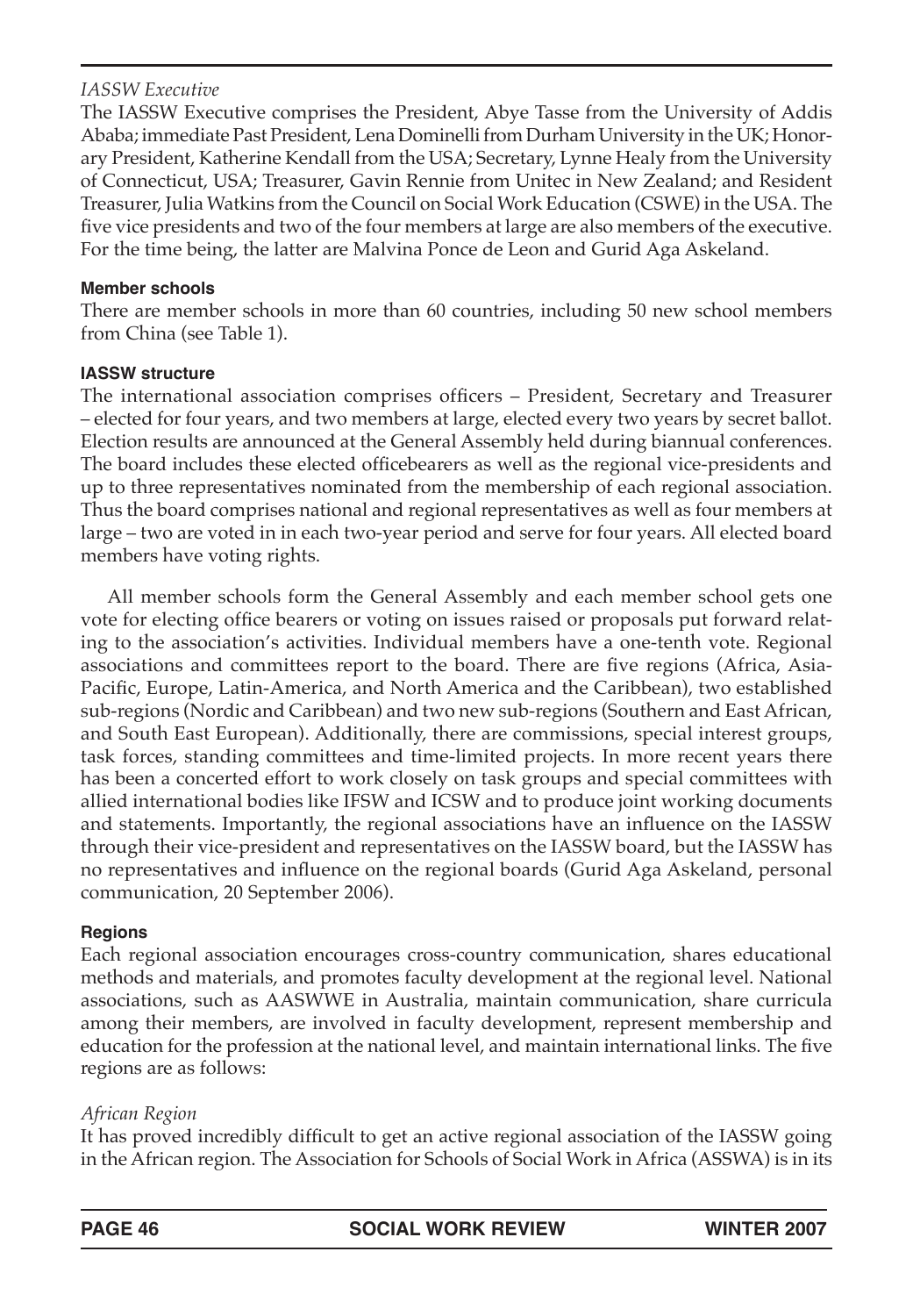*IASSW Executive*

The IASSW Executive comprises the President, Abye Tasse from the University of Addis Ababa; immediate Past President, Lena Dominelli from Durham University in the UK; Honorary President, Katherine Kendall from the USA; Secretary, Lynne Healy from the University of Connecticut, USA; Treasurer, Gavin Rennie from Unitec in New Zealand; and Resident Treasurer, Julia Watkins from the Council on Social Work Education (CSWE) in the USA. The five vice presidents and two of the four members at large are also members of the executive. For the time being, the latter are Malvina Ponce de Leon and Gurid Aga Askeland.

**Member schools**

There are member schools in more than 60 countries, including 50 new school members from China (see Table 1).

**IASSW structure**

The international association comprises officers – President, Secretary and Treasurer – elected for four years, and two members at large, elected every two years by secret ballot. Election results are announced at the General Assembly held during biannual conferences. The board includes these elected officebearers as well as the regional vice-presidents and up to three representatives nominated from the membership of each regional association. Thus the board comprises national and regional representatives as well as four members at large – two are voted in in each two-year period and serve for four years. All elected board members have voting rights.

All member schools form the General Assembly and each member school gets one vote for electing office bearers or voting on issues raised or proposals put forward relating to the association's activities. Individual members have a one-tenth vote. Regional associations and committees report to the board. There are five regions (Africa, Asia-Pacific, Europe, Latin-America, and North America and the Caribbean), two established sub-regions (Nordic and Caribbean) and two new sub-regions (Southern and East African, and South East European). Additionally, there are commissions, special interest groups, task forces, standing committees and time-limited projects. In more recent years there has been a concerted effort to work closely on task groups and special committees with allied international bodies like IFSW and ICSW and to produce joint working documents and statements. Importantly, the regional associations have an influence on the IASSW through their vice-president and representatives on the IASSW board, but the IASSW has no representatives and influence on the regional boards (Gurid Aga Askeland, personal communication, 20 September 2006).

**Regions**

Each regional association encourages cross-country communication, shares educational methods and materials, and promotes faculty development at the regional level. National associations, such as AASWWE in Australia, maintain communication, share curricula among their members, are involved in faculty development, represent membership and education for the profession at the national level, and maintain international links. The five regions are as follows:

*African Region*

It has proved incredibly difficult to get an active regional association of the IASSW going in the African region. The Association for Schools of Social Work in Africa (ASSWA) is in its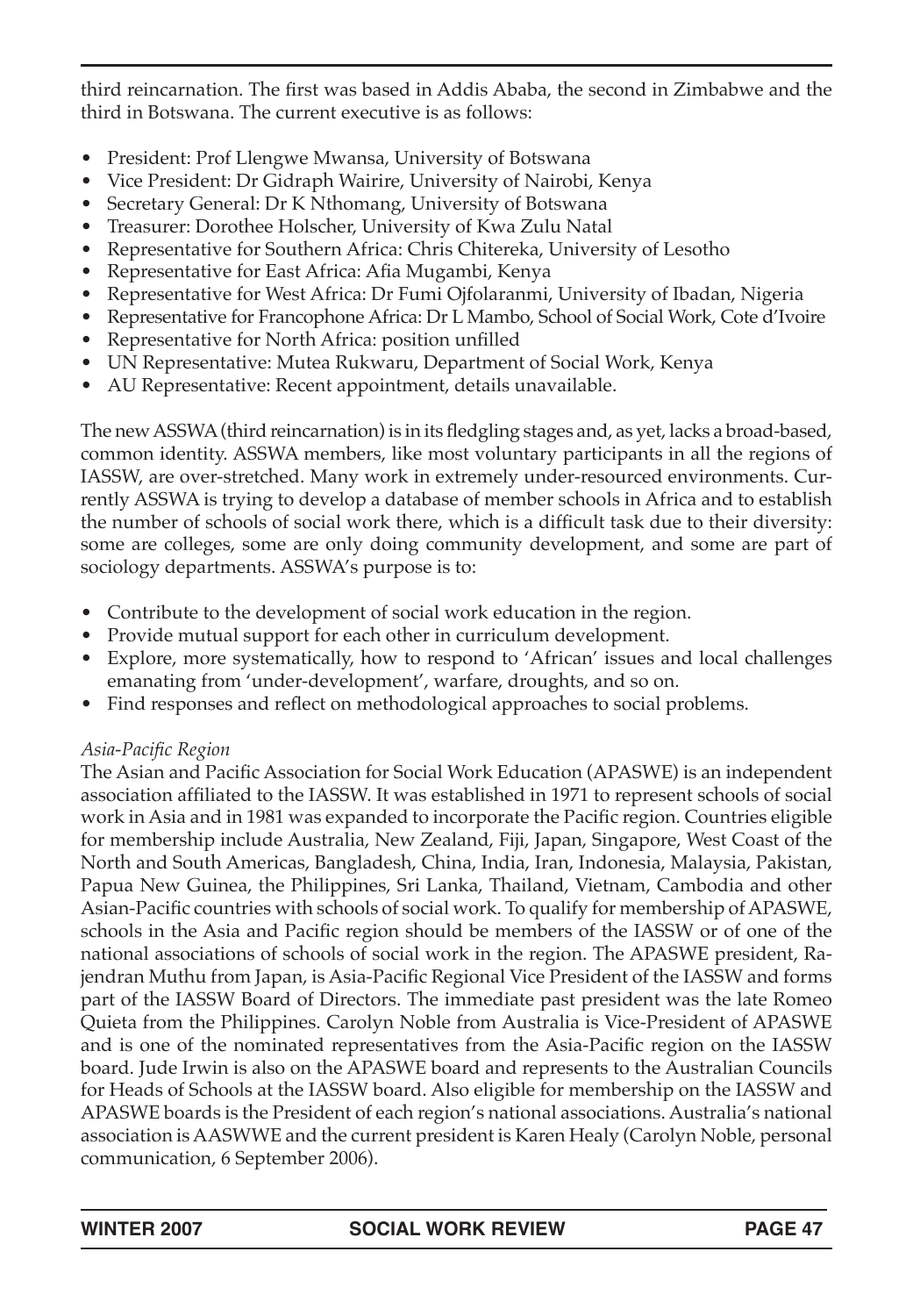third reincarnation. The first was based in Addis Ababa, the second in Zimbabwe and the third in Botswana. The current executive is as follows:

- President: Prof Llengwe Mwansa, University of Botswana
- Vice President: Dr Gidraph Wairire, University of Nairobi, Kenya
- Secretary General: Dr K Nthomang, University of Botswana
- Treasurer: Dorothee Holscher, University of Kwa Zulu Natal
- Representative for Southern Africa: Chris Chitereka, University of Lesotho
- Representative for East Africa: Afia Mugambi, Kenya
- Representative for West Africa: Dr Fumi Ojfolaranmi, University of Ibadan, Nigeria
- Representative for Francophone Africa: Dr L Mambo, School of Social Work, Cote d'Ivoire
- Representative for North Africa: position unfilled
- UN Representative: Mutea Rukwaru, Department of Social Work, Kenya
- AU Representative: Recent appointment, details unavailable.

The new ASSWA (third reincarnation) is in its fledgling stages and, as yet, lacks a broad-based, common identity. ASSWA members, like most voluntary participants in all the regions of IASSW, are over-stretched. Many work in extremely under-resourced environments. Currently ASSWA is trying to develop a database of member schools in Africa and to establish the number of schools of social work there, which is a difficult task due to their diversity: some are colleges, some are only doing community development, and some are part of sociology departments. ASSWA's purpose is to:

- Contribute to the development of social work education in the region.
- Provide mutual support for each other in curriculum development.
- Explore, more systematically, how to respond to 'African' issues and local challenges emanating from 'under-development', warfare, droughts, and so on.
- Find responses and reflect on methodological approaches to social problems.

*Asia-Pacific Region*

The Asian and Pacific Association for Social Work Education (APASWE) is an independent association affiliated to the IASSW. It was established in 1971 to represent schools of social work in Asia and in 1981 was expanded to incorporate the Pacific region. Countries eligible for membership include Australia, New Zealand, Fiji, Japan, Singapore, West Coast of the North and South Americas, Bangladesh, China, India, Iran, Indonesia, Malaysia, Pakistan, Papua New Guinea, the Philippines, Sri Lanka, Thailand, Vietnam, Cambodia and other Asian-Pacific countries with schools of social work. To qualify for membership of APASWE, schools in the Asia and Pacific region should be members of the IASSW or of one of the national associations of schools of social work in the region. The APASWE president, Rajendran Muthu from Japan, is Asia-Pacific Regional Vice President of the IASSW and forms part of the IASSW Board of Directors. The immediate past president was the late Romeo Quieta from the Philippines. Carolyn Noble from Australia is Vice-President of APASWE and is one of the nominated representatives from the Asia-Pacific region on the IASSW board. Jude Irwin is also on the APASWE board and represents to the Australian Councils for Heads of Schools at the IASSW board. Also eligible for membership on the IASSW and APASWE boards is the President of each region's national associations. Australia's national association is AASWWE and the current president is Karen Healy (Carolyn Noble, personal communication, 6 September 2006).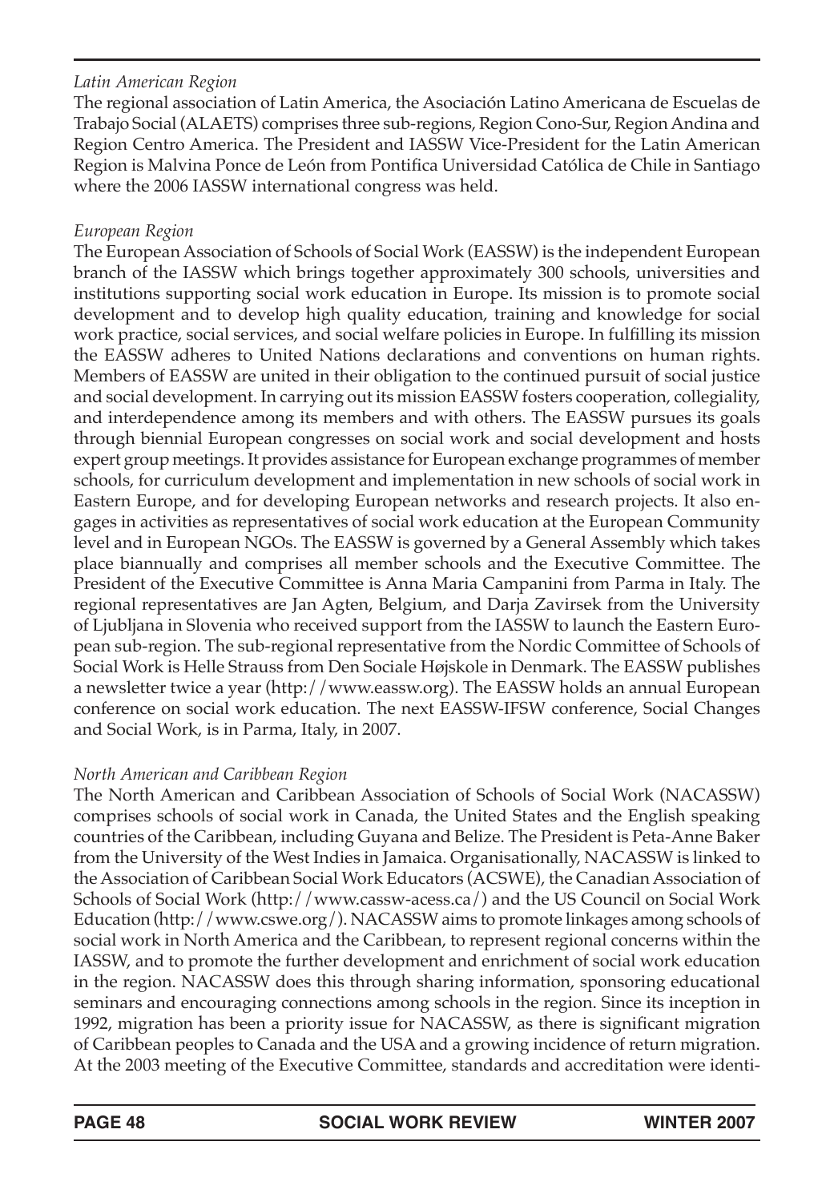*Latin American Region*

The regional association of Latin America, the Asociación Latino Americana de Escuelas de Trabajo Social (ALAETS) comprises three sub-regions, Region Cono-Sur, Region Andina and Region Centro America. The President and IASSW Vice-President for the Latin American Region is Malvina Ponce de León from Pontifica Universidad Católica de Chile in Santiago where the 2006 IASSW international congress was held.

*European Region*

The European Association of Schools of Social Work (EASSW) is the independent European branch of the IASSW which brings together approximately 300 schools, universities and institutions supporting social work education in Europe. Its mission is to promote social development and to develop high quality education, training and knowledge for social work practice, social services, and social welfare policies in Europe. In fulfilling its mission the EASSW adheres to United Nations declarations and conventions on human rights. Members of EASSW are united in their obligation to the continued pursuit of social justice and social development. In carrying out its mission EASSW fosters cooperation, collegiality, and interdependence among its members and with others. The EASSW pursues its goals through biennial European congresses on social work and social development and hosts expert group meetings. It provides assistance for European exchange programmes of member schools, for curriculum development and implementation in new schools of social work in Eastern Europe, and for developing European networks and research projects. It also engages in activities as representatives of social work education at the European Community level and in European NGOs. The EASSW is governed by a General Assembly which takes place biannually and comprises all member schools and the Executive Committee. The President of the Executive Committee is Anna Maria Campanini from Parma in Italy. The regional representatives are Jan Agten, Belgium, and Darja Zavirsek from the University of Ljubljana in Slovenia who received support from the IASSW to launch the Eastern European sub-region. The sub-regional representative from the Nordic Committee of Schools of Social Work is Helle Strauss from Den Sociale Højskole in Denmark. The EASSW publishes a newsletter twice a year (http://www.eassw.org). The EASSW holds an annual European conference on social work education. The next EASSW-IFSW conference, Social Changes and Social Work, is in Parma, Italy, in 2007.

*North American and Caribbean Region*

The North American and Caribbean Association of Schools of Social Work (NACASSW) comprises schools of social work in Canada, the United States and the English speaking countries of the Caribbean, including Guyana and Belize. The President is Peta-Anne Baker from the University of the West Indies in Jamaica. Organisationally, NACASSW is linked to the Association of Caribbean Social Work Educators (ACSWE), the Canadian Association of Schools of Social Work (http://www.cassw-acess.ca/) and the US Council on Social Work Education (http://www.cswe.org/). NACASSW aims to promote linkages among schools of social work in North America and the Caribbean, to represent regional concerns within the IASSW, and to promote the further development and enrichment of social work education in the region. NACASSW does this through sharing information, sponsoring educational seminars and encouraging connections among schools in the region. Since its inception in 1992, migration has been a priority issue for NACASSW, as there is significant migration of Caribbean peoples to Canada and the USA and a growing incidence of return migration. At the 2003 meeting of the Executive Committee, standards and accreditation were identi-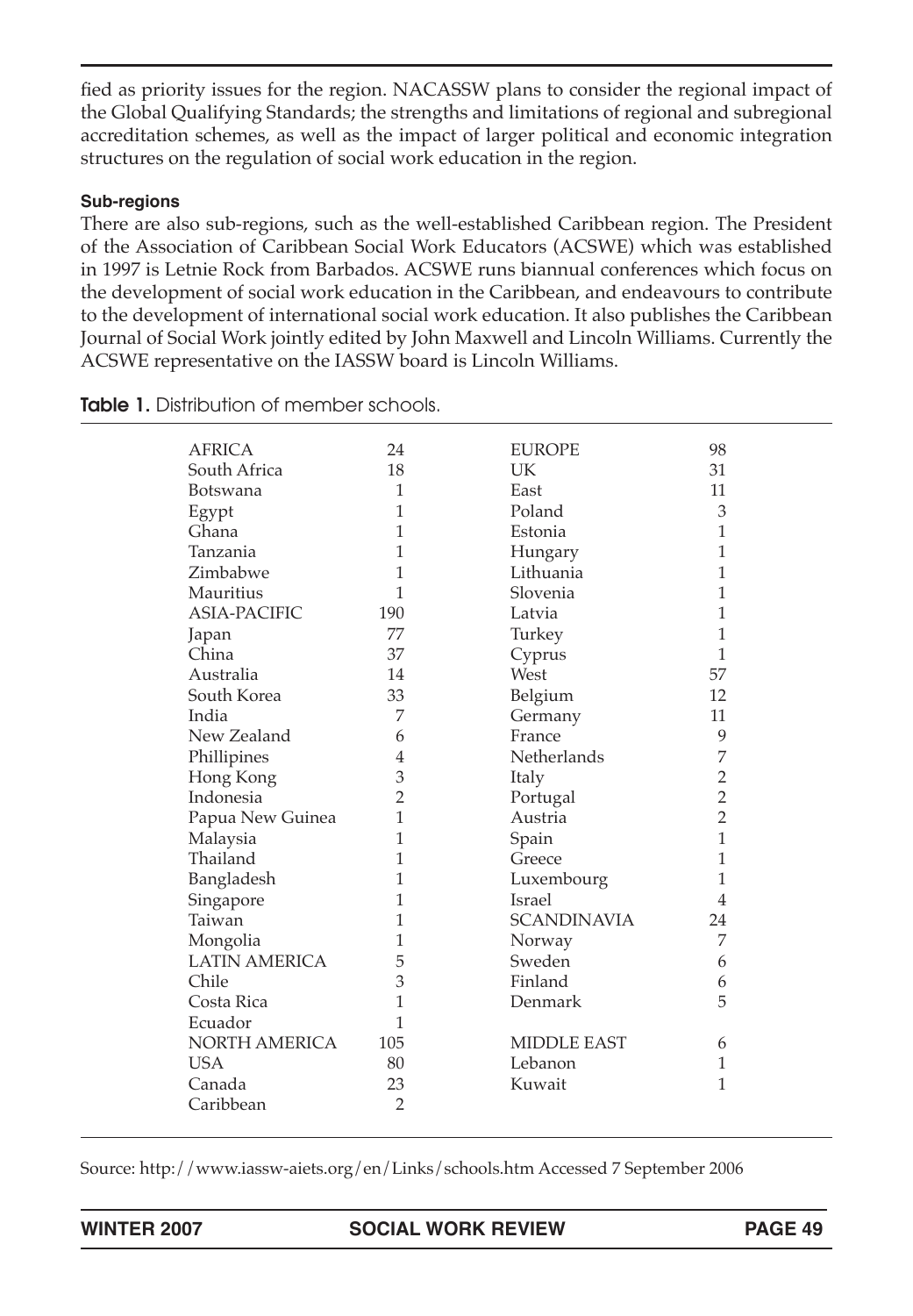fied as priority issues for the region. NACASSW plans to consider the regional impact of the Global Qualifying Standards; the strengths and limitations of regional and subregional accreditation schemes, as well as the impact of larger political and economic integration structures on the regulation of social work education in the region.

#### Sub-regions

There are also sub-regions, such as the well-established Caribbean region. The President of the Association of Caribbean Social Work Educators (ACSWE) which was established in 1997 is Letnie Rock from Barbados. ACSWE runs biannual conferences which focus on the development of social work education in the Caribbean, and endeavours to contribute to the development of international social work education. It also publishes the Caribbean Journal of Social Work jointly edited by John Maxwell and Lincoln Williams. Currently the ACSWE representative on the IASSW board is Lincoln Williams.

**Table 1.** Distribution of member schools.

| | | | |
|---|---|---|---|
| AFRICA | 24 | EUROPE | 98 |
| South Africa | 18 | UK | 31 |
| Botswana | 1 | East | 11 |
| Egypt | 1 | Poland | 3 |
| Ghana | 1 | Estonia | 1 |
| Tanzania | 1 | Hungary | 1 |
| Zimbabwe | 1 | Lithuania | 1 |
| Mauritius | 1 | Slovenia | 1 |
| ASIA-PACIFIC | 190 | Latvia | 1 |
| Japan | 77 | Turkey | 1 |
| China | 37 | Cyprus | 1 |
| Australia | 14 | West | 57 |
| South Korea | 33 | Belgium | 12 |
| India | 7 | Germany | 11 |
| New Zealand | 6 | France | 9 |
| Phillipines | 4 | Netherlands | 7 |
| Hong Kong | 3 | Italy | 2 |
| Indonesia | 2 | Portugal | 2 |
| Papua New Guinea | 1 | Austria | 2 |
| Malaysia | 1 | Spain | 1 |
| Thailand | 1 | Greece | 1 |
| Bangladesh | 1 | Luxembourg | 1 |
| Singapore | 1 | Israel | 4 |
| Taiwan | 1 | SCANDINAVIA | 24 |
| Mongolia | 1 | Norway | 7 |
| LATIN AMERICA | 5 | Sweden | 6 |
| Chile | 3 | Finland | 6 |
| Costa Rica | 1 | Denmark | 5 |
| Ecuador | 1 | | |
| NORTH AMERICA | 105 | MIDDLE EAST | 6 |
| USA | 80 | Lebanon | 1 |
| Canada | 23 | Kuwait | 1 |
| Caribbean | 2 | | |

Source: http://www.iassw-aiets.org/en/Links/schools.htm Accessed 7 September 2006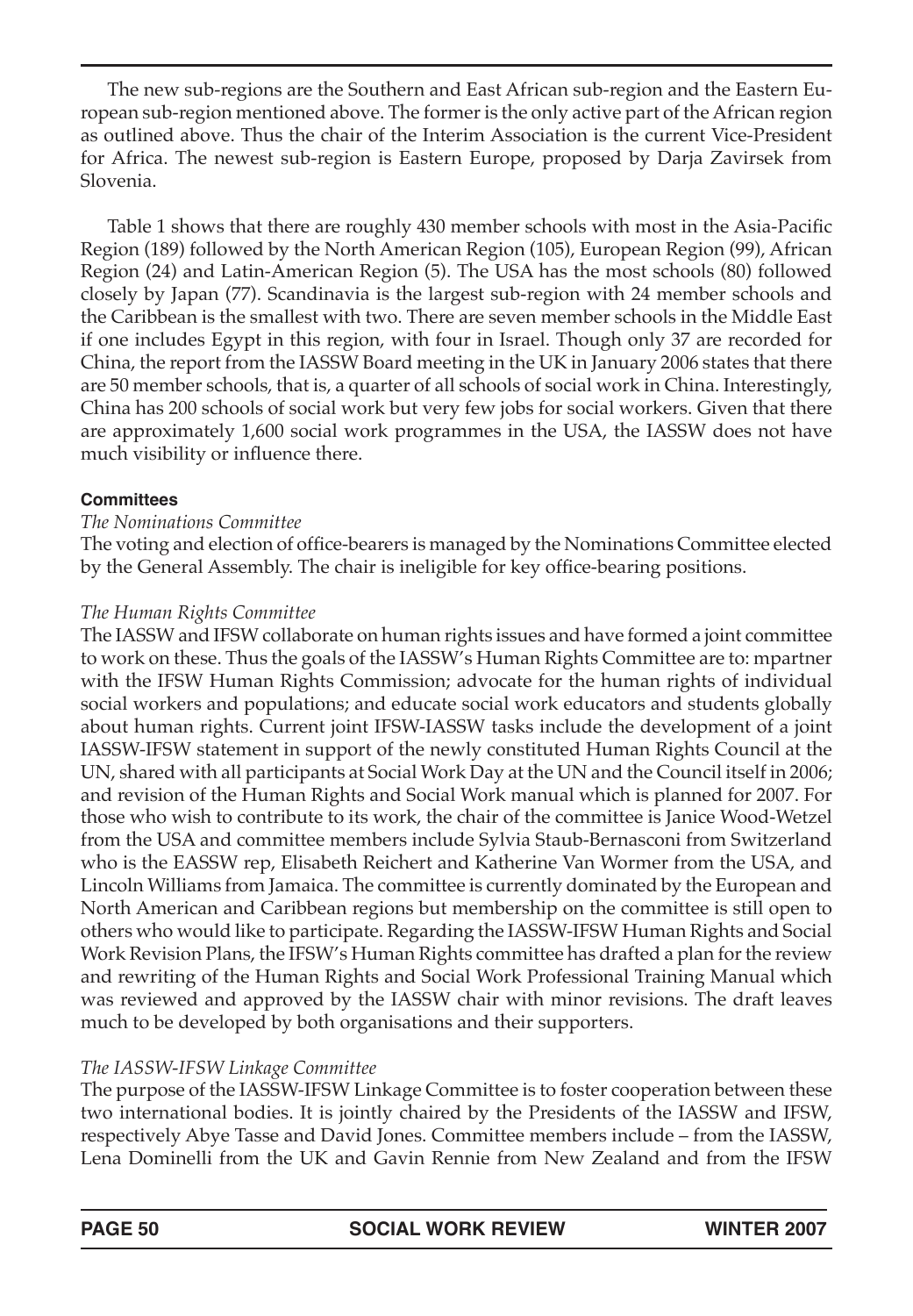The new sub-regions are the Southern and East African sub-region and the Eastern European sub-region mentioned above. The former is the only active part of the African region as outlined above. Thus the chair of the Interim Association is the current Vice-President for Africa. The newest sub-region is Eastern Europe, proposed by Darja Zavirsek from Slovenia.

Table 1 shows that there are roughly 430 member schools with most in the Asia-Pacific Region (189) followed by the North American Region (105), European Region (99), African Region (24) and Latin-American Region (5). The USA has the most schools (80) followed closely by Japan (77). Scandinavia is the largest sub-region with 24 member schools and the Caribbean is the smallest with two. There are seven member schools in the Middle East if one includes Egypt in this region, with four in Israel. Though only 37 are recorded for China, the report from the IASSW Board meeting in the UK in January 2006 states that there are 50 member schools, that is, a quarter of all schools of social work in China. Interestingly, China has 200 schools of social work but very few jobs for social workers. Given that there are approximately 1,600 social work programmes in the USA, the IASSW does not have much visibility or influence there.

#### Committees

*The Nominations Committee*

The voting and election of office-bearers is managed by the Nominations Committee elected by the General Assembly. The chair is ineligible for key office-bearing positions.

*The Human Rights Committee*

The IASSW and IFSW collaborate on human rights issues and have formed a joint committee to work on these. Thus the goals of the IASSW's Human Rights Committee are to: mpartner with the IFSW Human Rights Commission; advocate for the human rights of individual social workers and populations; and educate social work educators and students globally about human rights. Current joint IFSW-IASSW tasks include the development of a joint IASSW-IFSW statement in support of the newly constituted Human Rights Council at the UN, shared with all participants at Social Work Day at the UN and the Council itself in 2006; and revision of the Human Rights and Social Work manual which is planned for 2007. For those who wish to contribute to its work, the chair of the committee is Janice Wood-Wetzel from the USA and committee members include Sylvia Staub-Bernasconi from Switzerland who is the EASSW rep, Elisabeth Reichert and Katherine Van Wormer from the USA, and Lincoln Williams from Jamaica. The committee is currently dominated by the European and North American and Caribbean regions but membership on the committee is still open to others who would like to participate. Regarding the IASSW-IFSW Human Rights and Social Work Revision Plans, the IFSW's Human Rights committee has drafted a plan for the review and rewriting of the Human Rights and Social Work Professional Training Manual which was reviewed and approved by the IASSW chair with minor revisions. The draft leaves much to be developed by both organisations and their supporters.

*The IASSW-IFSW Linkage Committee*

The purpose of the IASSW-IFSW Linkage Committee is to foster cooperation between these two international bodies. It is jointly chaired by the Presidents of the IASSW and IFSW, respectively Abye Tasse and David Jones. Committee members include – from the IASSW, Lena Dominelli from the UK and Gavin Rennie from New Zealand and from the IFSW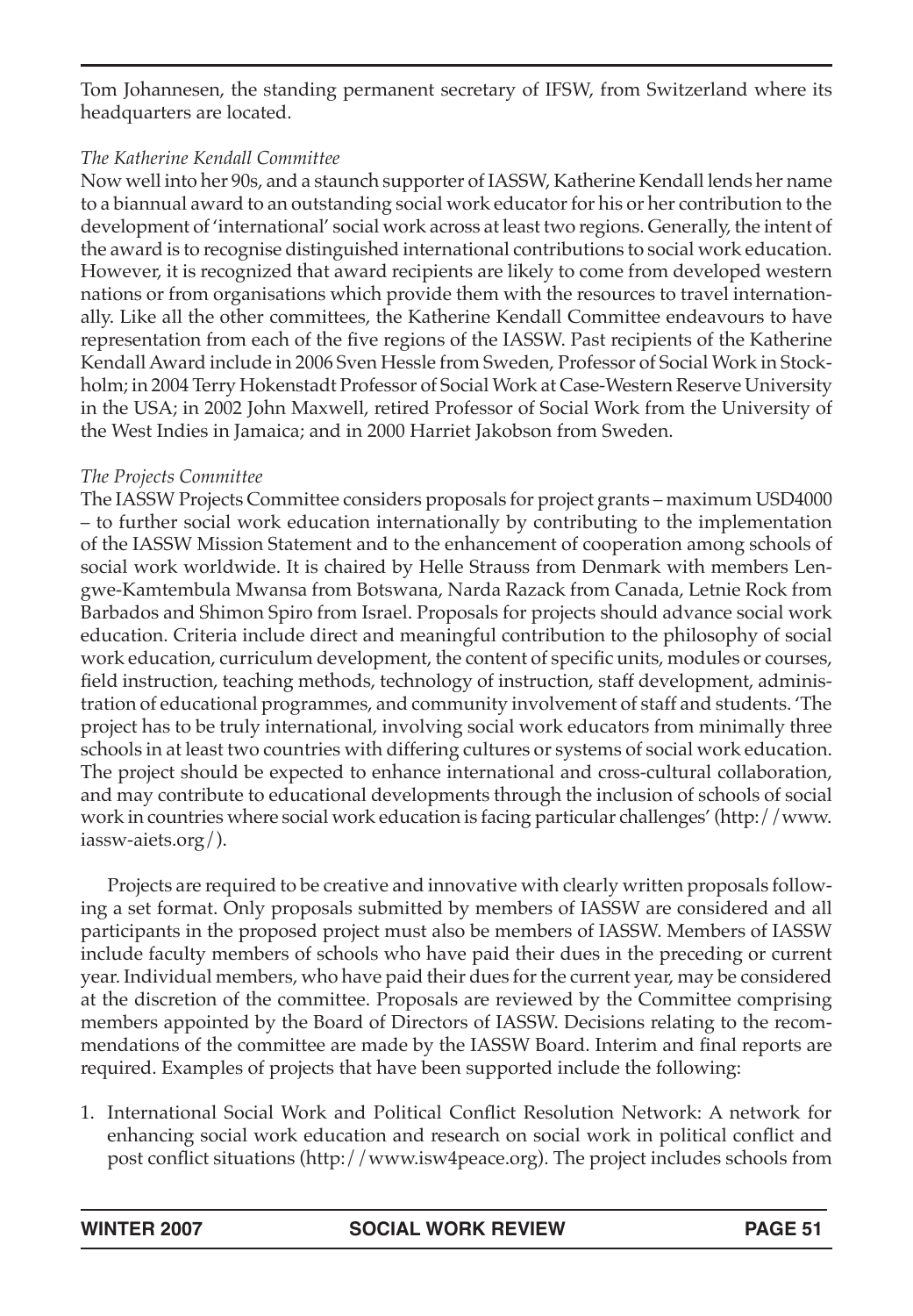Tom Johannesen, the standing permanent secretary of IFSW, from Switzerland where its headquarters are located.

*The Katherine Kendall Committee*

Now well into her 90s, and a staunch supporter of IASSW, Katherine Kendall lends her name to a biannual award to an outstanding social work educator for his or her contribution to the development of 'international' social work across at least two regions. Generally, the intent of the award is to recognise distinguished international contributions to social work education. However, it is recognized that award recipients are likely to come from developed western nations or from organisations which provide them with the resources to travel internationally. Like all the other committees, the Katherine Kendall Committee endeavours to have representation from each of the five regions of the IASSW. Past recipients of the Katherine Kendall Award include in 2006 Sven Hessle from Sweden, Professor of Social Work in Stockholm; in 2004 Terry Hokenstadt Professor of Social Work at Case-Western Reserve University in the USA; in 2002 John Maxwell, retired Professor of Social Work from the University of the West Indies in Jamaica; and in 2000 Harriet Jakobson from Sweden.

*The Projects Committee*

The IASSW Projects Committee considers proposals for project grants – maximum USD4000 – to further social work education internationally by contributing to the implementation of the IASSW Mission Statement and to the enhancement of cooperation among schools of social work worldwide. It is chaired by Helle Strauss from Denmark with members Lengwe-Kamtembula Mwansa from Botswana, Narda Razack from Canada, Letnie Rock from Barbados and Shimon Spiro from Israel. Proposals for projects should advance social work education. Criteria include direct and meaningful contribution to the philosophy of social work education, curriculum development, the content of specific units, modules or courses, field instruction, teaching methods, technology of instruction, staff development, administration of educational programmes, and community involvement of staff and students. 'The project has to be truly international, involving social work educators from minimally three schools in at least two countries with differing cultures or systems of social work education. The project should be expected to enhance international and cross-cultural collaboration, and may contribute to educational developments through the inclusion of schools of social work in countries where social work education is facing particular challenges' (http://www.iassw-aiets.org/).

Projects are required to be creative and innovative with clearly written proposals following a set format. Only proposals submitted by members of IASSW are considered and all participants in the proposed project must also be members of IASSW. Members of IASSW include faculty members of schools who have paid their dues in the preceding or current year. Individual members, who have paid their dues for the current year, may be considered at the discretion of the committee. Proposals are reviewed by the Committee comprising members appointed by the Board of Directors of IASSW. Decisions relating to the recommendations of the committee are made by the IASSW Board. Interim and final reports are required. Examples of projects that have been supported include the following:

1. International Social Work and Political Conflict Resolution Network: A network for enhancing social work education and research on social work in political conflict and post conflict situations (http://www.isw4peace.org). The project includes schools from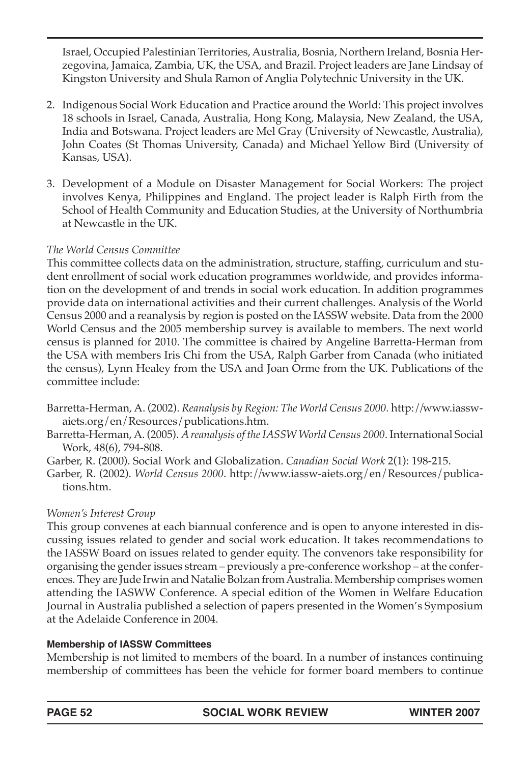Israel, Occupied Palestinian Territories, Australia, Bosnia, Northern Ireland, Bosnia Herzegovina, Jamaica, Zambia, UK, the USA, and Brazil. Project leaders are Jane Lindsay of Kingston University and Shula Ramon of Anglia Polytechnic University in the UK.

2. Indigenous Social Work Education and Practice around the World: This project involves 18 schools in Israel, Canada, Australia, Hong Kong, Malaysia, New Zealand, the USA, India and Botswana. Project leaders are Mel Gray (University of Newcastle, Australia), John Coates (St Thomas University, Canada) and Michael Yellow Bird (University of Kansas, USA).

3. Development of a Module on Disaster Management for Social Workers: The project involves Kenya, Philippines and England. The project leader is Ralph Firth from the School of Health Community and Education Studies, at the University of Northumbria at Newcastle in the UK.

*The World Census Committee*

This committee collects data on the administration, structure, staffing, curriculum and student enrollment of social work education programmes worldwide, and provides information on the development of and trends in social work education. In addition programmes provide data on international activities and their current challenges. Analysis of the World Census 2000 and a reanalysis by region is posted on the IASSW website. Data from the 2000 World Census and the 2005 membership survey is available to members. The next world census is planned for 2010. The committee is chaired by Angeline Barretta-Herman from the USA with members Iris Chi from the USA, Ralph Garber from Canada (who initiated the census), Lynn Healey from the USA and Joan Orme from the UK. Publications of the committee include:

Barretta-Herman, A. (2002). *Reanalysis by Region: The World Census 2000.* http://www.iassw-aiets.org/en/Resources/publications.htm.

Barretta-Herman, A. (2005). *A reanalysis of the IASSW World Census 2000*. International Social Work, 48(6), 794-808.

Garber, R. (2000). Social Work and Globalization. *Canadian Social Work* 2(1): 198-215.

Garber, R. (2002). *World Census 2000*. http://www.iassw-aiets.org/en/Resources/publications.htm.

*Women's Interest Group*

This group convenes at each biannual conference and is open to anyone interested in discussing issues related to gender and social work education. It takes recommendations to the IASSW Board on issues related to gender equity. The convenors take responsibility for organising the gender issues stream – previously a pre-conference workshop – at the conferences. They are Jude Irwin and Natalie Bolzan from Australia. Membership comprises women attending the IASWW Conference. A special edition of the Women in Welfare Education Journal in Australia published a selection of papers presented in the Women's Symposium at the Adelaide Conference in 2004.

**Membership of IASSW Committees**

Membership is not limited to members of the board. In a number of instances continuing membership of committees has been the vehicle for former board members to continue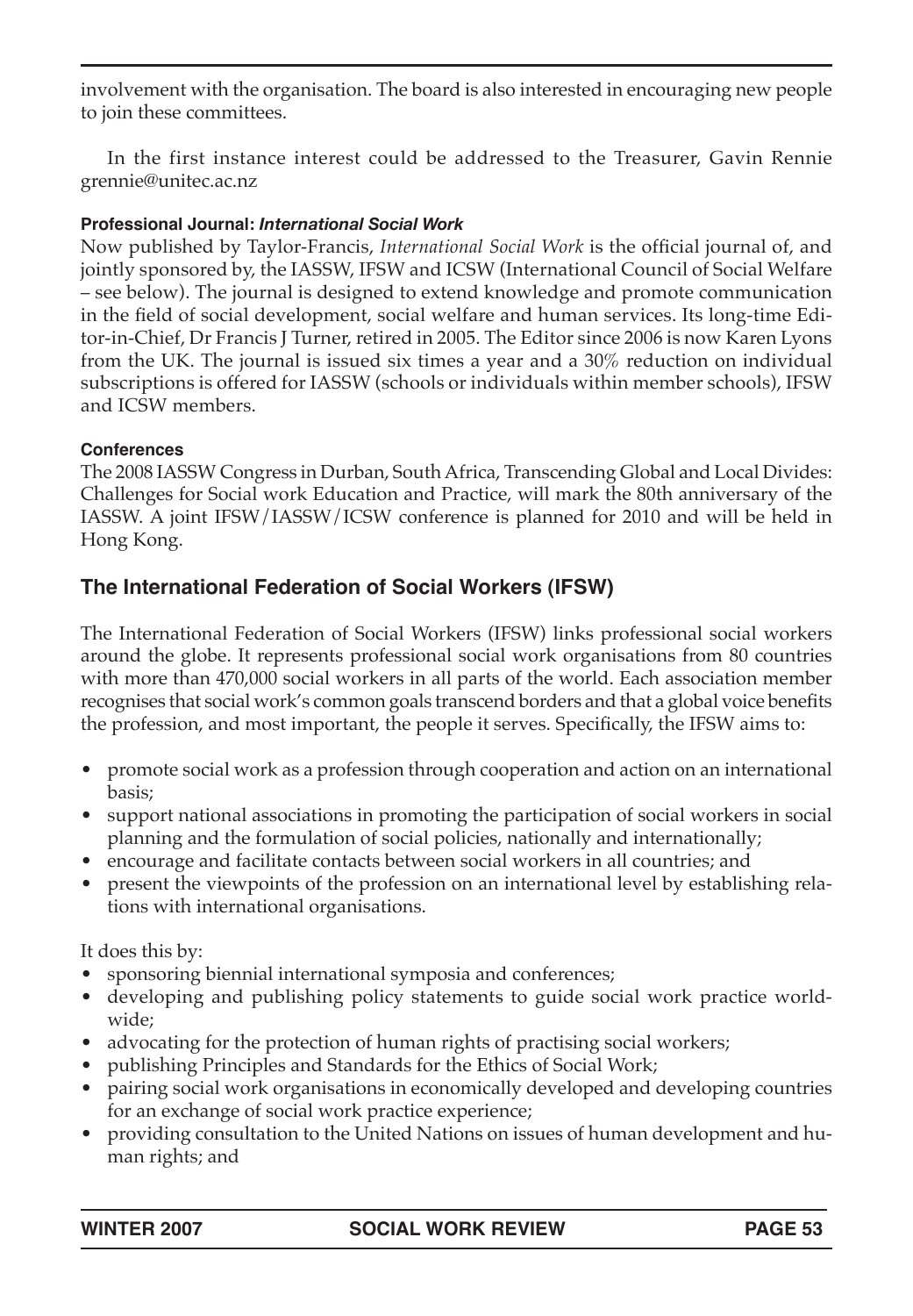involvement with the organisation. The board is also interested in encouraging new people to join these committees.

In the first instance interest could be addressed to the Treasurer, Gavin Rennie grennie@unitec.ac.nz

**Professional Journal: *International Social Work***

Now published by Taylor-Francis, *International Social Work* is the official journal of, and jointly sponsored by, the IASSW, IFSW and ICSW (International Council of Social Welfare – see below). The journal is designed to extend knowledge and promote communication in the field of social development, social welfare and human services. Its long-time Editor-in-Chief, Dr Francis J Turner, retired in 2005. The Editor since 2006 is now Karen Lyons from the UK. The journal is issued six times a year and a 30% reduction on individual subscriptions is offered for IASSW (schools or individuals within member schools), IFSW and ICSW members.

**Conferences**

The 2008 IASSW Congress in Durban, South Africa, Transcending Global and Local Divides: Challenges for Social work Education and Practice, will mark the 80th anniversary of the IASSW. A joint IFSW/IASSW/ICSW conference is planned for 2010 and will be held in Hong Kong.

## The International Federation of Social Workers (IFSW)

The International Federation of Social Workers (IFSW) links professional social workers around the globe. It represents professional social work organisations from 80 countries with more than 470,000 social workers in all parts of the world. Each association member recognises that social work's common goals transcend borders and that a global voice benefits the profession, and most important, the people it serves. Specifically, the IFSW aims to:

- promote social work as a profession through cooperation and action on an international basis;
- support national associations in promoting the participation of social workers in social planning and the formulation of social policies, nationally and internationally;
- encourage and facilitate contacts between social workers in all countries; and
- present the viewpoints of the profession on an international level by establishing relations with international organisations.

It does this by:

- sponsoring biennial international symposia and conferences;
- developing and publishing policy statements to guide social work practice worldwide;
- advocating for the protection of human rights of practising social workers;
- publishing Principles and Standards for the Ethics of Social Work;
- pairing social work organisations in economically developed and developing countries for an exchange of social work practice experience;
- providing consultation to the United Nations on issues of human development and human rights; and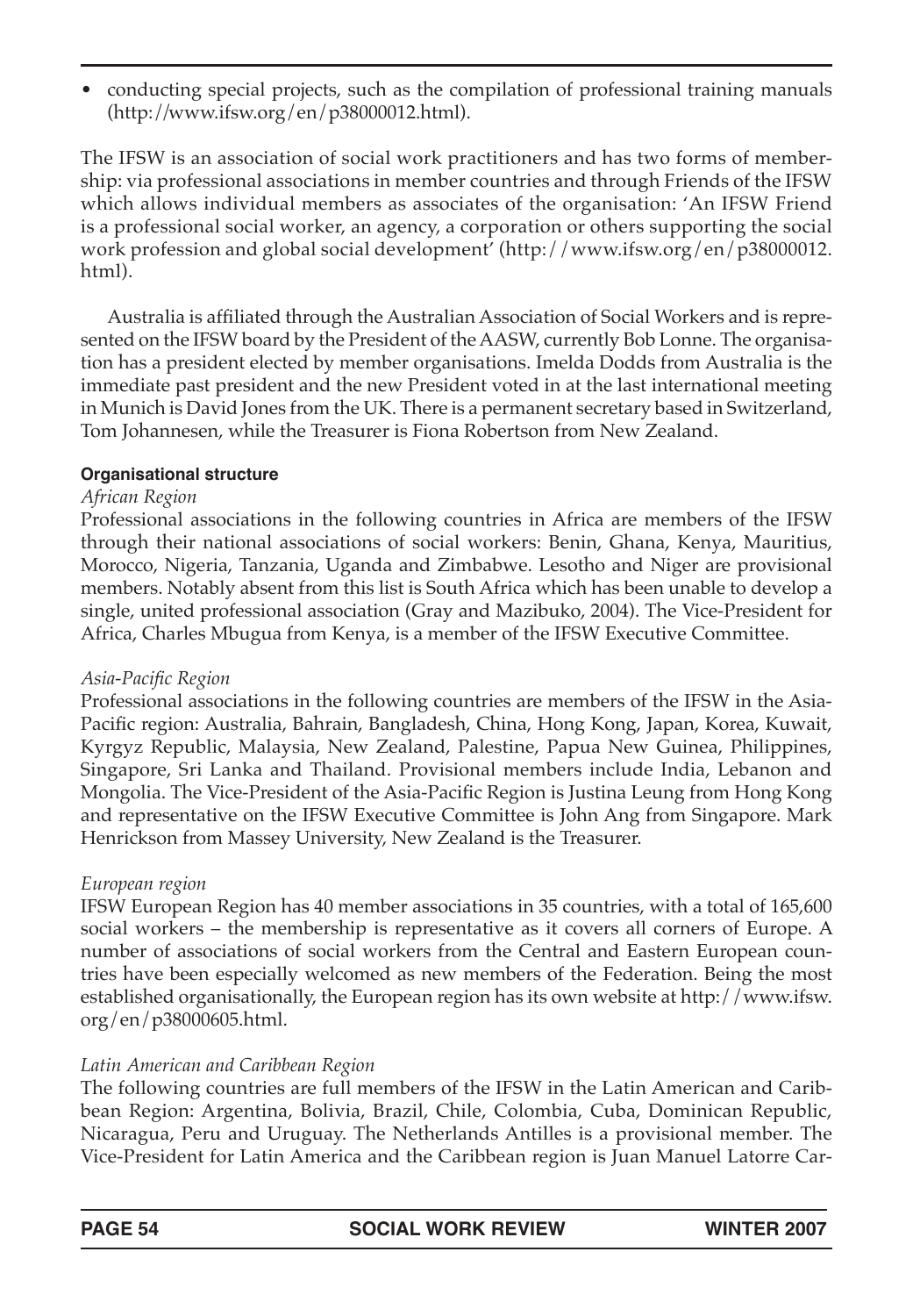- conducting special projects, such as the compilation of professional training manuals (http://www.ifsw.org/en/p38000012.html).

The IFSW is an association of social work practitioners and has two forms of membership: via professional associations in member countries and through Friends of the IFSW which allows individual members as associates of the organisation: 'An IFSW Friend is a professional social worker, an agency, a corporation or others supporting the social work profession and global social development' (http://www.ifsw.org/en/p38000012.html).

Australia is affiliated through the Australian Association of Social Workers and is represented on the IFSW board by the President of the AASW, currently Bob Lonne. The organisation has a president elected by member organisations. Imelda Dodds from Australia is the immediate past president and the new President voted in at the last international meeting in Munich is David Jones from the UK. There is a permanent secretary based in Switzerland, Tom Johannesen, while the Treasurer is Fiona Robertson from New Zealand.

#### Organisational structure

*African Region*

Professional associations in the following countries in Africa are members of the IFSW through their national associations of social workers: Benin, Ghana, Kenya, Mauritius, Morocco, Nigeria, Tanzania, Uganda and Zimbabwe. Lesotho and Niger are provisional members. Notably absent from this list is South Africa which has been unable to develop a single, united professional association (Gray and Mazibuko, 2004). The Vice-President for Africa, Charles Mbugua from Kenya, is a member of the IFSW Executive Committee.

*Asia-Pacific Region*

Professional associations in the following countries are members of the IFSW in the Asia-Pacific region: Australia, Bahrain, Bangladesh, China, Hong Kong, Japan, Korea, Kuwait, Kyrgyz Republic, Malaysia, New Zealand, Palestine, Papua New Guinea, Philippines, Singapore, Sri Lanka and Thailand. Provisional members include India, Lebanon and Mongolia. The Vice-President of the Asia-Pacific Region is Justina Leung from Hong Kong and representative on the IFSW Executive Committee is John Ang from Singapore. Mark Henrickson from Massey University, New Zealand is the Treasurer.

*European region*

IFSW European Region has 40 member associations in 35 countries, with a total of 165,600 social workers – the membership is representative as it covers all corners of Europe. A number of associations of social workers from the Central and Eastern European countries have been especially welcomed as new members of the Federation. Being the most established organisationally, the European region has its own website at http://www.ifsw.org/en/p38000605.html.

*Latin American and Caribbean Region*

The following countries are full members of the IFSW in the Latin American and Caribbean Region: Argentina, Bolivia, Brazil, Chile, Colombia, Cuba, Dominican Republic, Nicaragua, Peru and Uruguay. The Netherlands Antilles is a provisional member. The Vice-President for Latin America and the Caribbean region is Juan Manuel Latorre Car-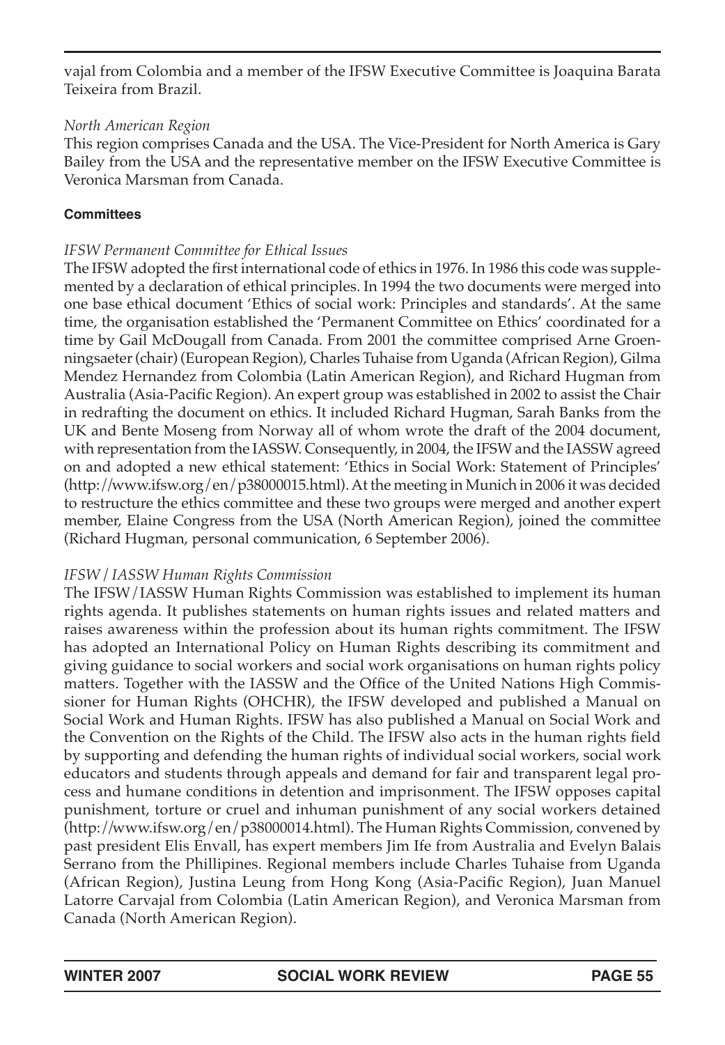vajal from Colombia and a member of the IFSW Executive Committee is Joaquina Barata Teixeira from Brazil.

*North American Region*

This region comprises Canada and the USA. The Vice-President for North America is Gary Bailey from the USA and the representative member on the IFSW Executive Committee is Veronica Marsman from Canada.

### Committees

*IFSW Permanent Committee for Ethical Issues*

The IFSW adopted the first international code of ethics in 1976. In 1986 this code was supplemented by a declaration of ethical principles. In 1994 the two documents were merged into one base ethical document 'Ethics of social work: Principles and standards'. At the same time, the organisation established the 'Permanent Committee on Ethics' coordinated for a time by Gail McDougall from Canada. From 2001 the committee comprised Arne Groenningsaeter (chair) (European Region), Charles Tuhaise from Uganda (African Region), Gilma Mendez Hernandez from Colombia (Latin American Region), and Richard Hugman from Australia (Asia-Pacific Region). An expert group was established in 2002 to assist the Chair in redrafting the document on ethics. It included Richard Hugman, Sarah Banks from the UK and Bente Moseng from Norway all of whom wrote the draft of the 2004 document, with representation from the IASSW. Consequently, in 2004, the IFSW and the IASSW agreed on and adopted a new ethical statement: 'Ethics in Social Work: Statement of Principles' (http://www.ifsw.org/en/p38000015.html). At the meeting in Munich in 2006 it was decided to restructure the ethics committee and these two groups were merged and another expert member, Elaine Congress from the USA (North American Region), joined the committee (Richard Hugman, personal communication, 6 September 2006).

*IFSW/IASSW Human Rights Commission*

The IFSW/IASSW Human Rights Commission was established to implement its human rights agenda. It publishes statements on human rights issues and related matters and raises awareness within the profession about its human rights commitment. The IFSW has adopted an International Policy on Human Rights describing its commitment and giving guidance to social workers and social work organisations on human rights policy matters. Together with the IASSW and the Office of the United Nations High Commissioner for Human Rights (OHCHR), the IFSW developed and published a Manual on Social Work and Human Rights. IFSW has also published a Manual on Social Work and the Convention on the Rights of the Child. The IFSW also acts in the human rights field by supporting and defending the human rights of individual social workers, social work educators and students through appeals and demand for fair and transparent legal process and humane conditions in detention and imprisonment. The IFSW opposes capital punishment, torture or cruel and inhuman punishment of any social workers detained (http://www.ifsw.org/en/p38000014.html). The Human Rights Commission, convened by past president Elis Envall, has expert members Jim Ife from Australia and Evelyn Balais Serrano from the Phillipines. Regional members include Charles Tuhaise from Uganda (African Region), Justina Leung from Hong Kong (Asia-Pacific Region), Juan Manuel Latorre Carvajal from Colombia (Latin American Region), and Veronica Marsman from Canada (North American Region).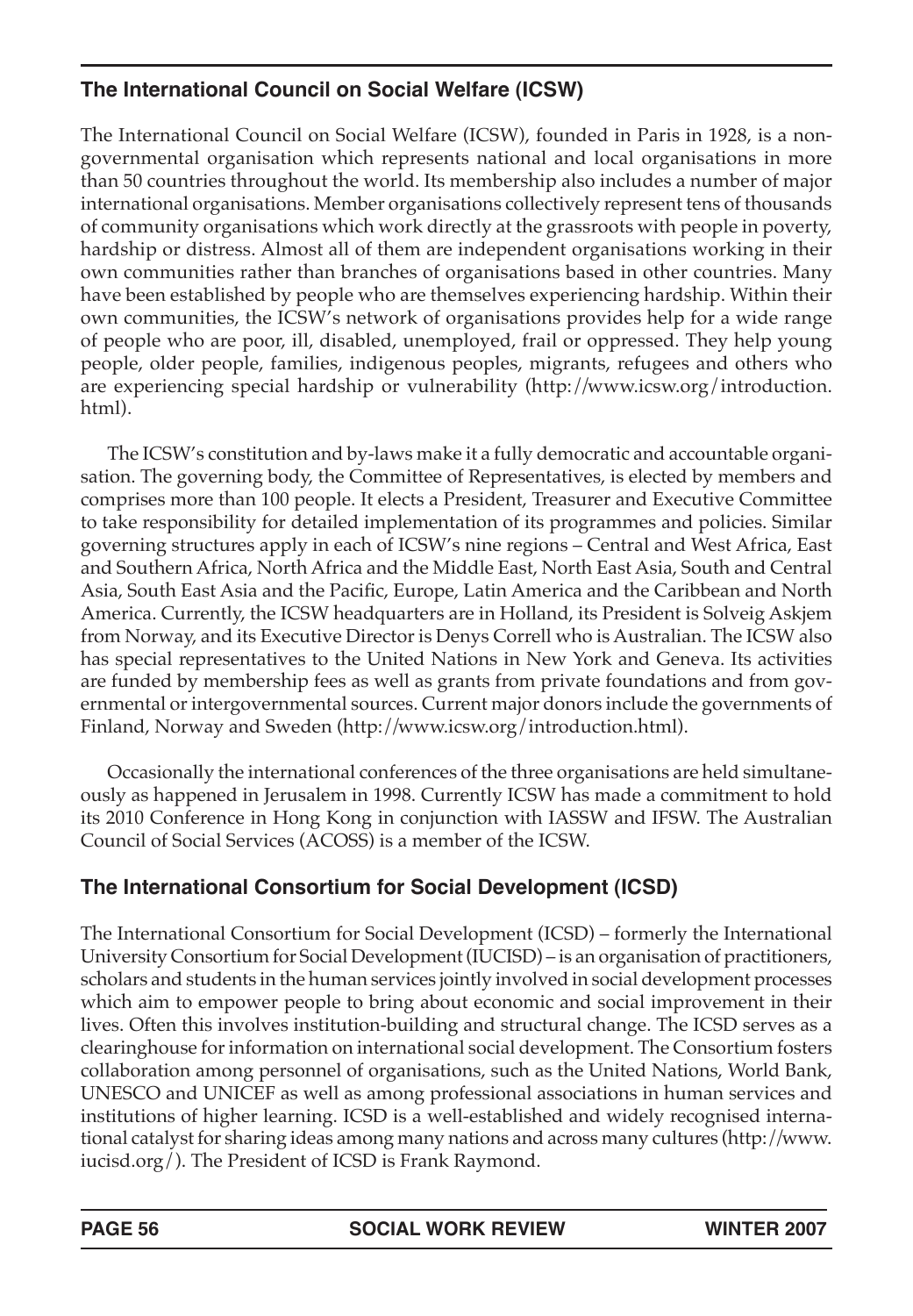## The International Council on Social Welfare (ICSW)

The International Council on Social Welfare (ICSW), founded in Paris in 1928, is a non-governmental organisation which represents national and local organisations in more than 50 countries throughout the world. Its membership also includes a number of major international organisations. Member organisations collectively represent tens of thousands of community organisations which work directly at the grassroots with people in poverty, hardship or distress. Almost all of them are independent organisations working in their own communities rather than branches of organisations based in other countries. Many have been established by people who are themselves experiencing hardship. Within their own communities, the ICSW's network of organisations provides help for a wide range of people who are poor, ill, disabled, unemployed, frail or oppressed. They help young people, older people, families, indigenous peoples, migrants, refugees and others who are experiencing special hardship or vulnerability (http://www.icsw.org/introduction.html).

The ICSW's constitution and by-laws make it a fully democratic and accountable organisation. The governing body, the Committee of Representatives, is elected by members and comprises more than 100 people. It elects a President, Treasurer and Executive Committee to take responsibility for detailed implementation of its programmes and policies. Similar governing structures apply in each of ICSW's nine regions – Central and West Africa, East and Southern Africa, North Africa and the Middle East, North East Asia, South and Central Asia, South East Asia and the Pacific, Europe, Latin America and the Caribbean and North America. Currently, the ICSW headquarters are in Holland, its President is Solveig Askjem from Norway, and its Executive Director is Denys Correll who is Australian. The ICSW also has special representatives to the United Nations in New York and Geneva. Its activities are funded by membership fees as well as grants from private foundations and from governmental or intergovernmental sources. Current major donors include the governments of Finland, Norway and Sweden (http://www.icsw.org/introduction.html).

Occasionally the international conferences of the three organisations are held simultaneously as happened in Jerusalem in 1998. Currently ICSW has made a commitment to hold its 2010 Conference in Hong Kong in conjunction with IASSW and IFSW. The Australian Council of Social Services (ACOSS) is a member of the ICSW.

## The International Consortium for Social Development (ICSD)

The International Consortium for Social Development (ICSD) – formerly the International University Consortium for Social Development (IUCISD) – is an organisation of practitioners, scholars and students in the human services jointly involved in social development processes which aim to empower people to bring about economic and social improvement in their lives. Often this involves institution-building and structural change. The ICSD serves as a clearinghouse for information on international social development. The Consortium fosters collaboration among personnel of organisations, such as the United Nations, World Bank, UNESCO and UNICEF as well as among professional associations in human services and institutions of higher learning. ICSD is a well-established and widely recognised international catalyst for sharing ideas among many nations and across many cultures (http://www.iucisd.org/). The President of ICSD is Frank Raymond.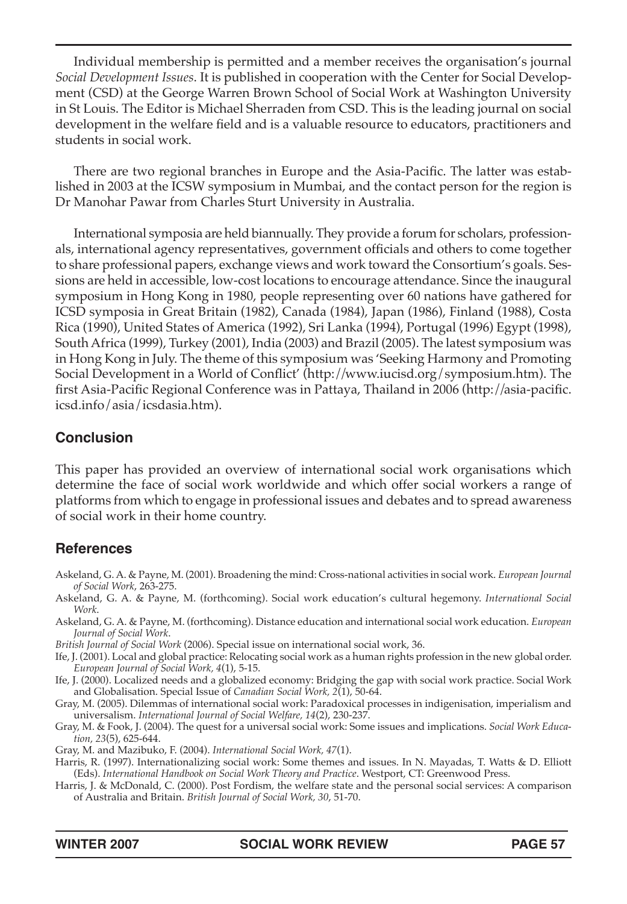Individual membership is permitted and a member receives the organisation's journal *Social Development Issues*. It is published in cooperation with the Center for Social Development (CSD) at the George Warren Brown School of Social Work at Washington University in St Louis. The Editor is Michael Sherraden from CSD. This is the leading journal on social development in the welfare field and is a valuable resource to educators, practitioners and students in social work.

There are two regional branches in Europe and the Asia-Pacific. The latter was established in 2003 at the ICSW symposium in Mumbai, and the contact person for the region is Dr Manohar Pawar from Charles Sturt University in Australia.

International symposia are held biannually. They provide a forum for scholars, professionals, international agency representatives, government officials and others to come together to share professional papers, exchange views and work toward the Consortium's goals. Sessions are held in accessible, low-cost locations to encourage attendance. Since the inaugural symposium in Hong Kong in 1980, people representing over 60 nations have gathered for ICSD symposia in Great Britain (1982), Canada (1984), Japan (1986), Finland (1988), Costa Rica (1990), United States of America (1992), Sri Lanka (1994), Portugal (1996) Egypt (1998), South Africa (1999), Turkey (2001), India (2003) and Brazil (2005). The latest symposium was in Hong Kong in July. The theme of this symposium was 'Seeking Harmony and Promoting Social Development in a World of Conflict' (http://www.iucisd.org/symposium.htm). The first Asia-Pacific Regional Conference was in Pattaya, Thailand in 2006 (http://asia-pacific.icsd.info/asia/icsdasia.htm).

## Conclusion

This paper has provided an overview of international social work organisations which determine the face of social work worldwide and which offer social workers a range of platforms from which to engage in professional issues and debates and to spread awareness of social work in their home country.

## References

Askeland, G. A. & Payne, M. (2001). Broadening the mind: Cross-national activities in social work. *European Journal of Social Work*, 263-275.

Askeland, G. A. & Payne, M. (forthcoming). Social work education's cultural hegemony. *International Social Work*.

Askeland, G. A. & Payne, M. (forthcoming). Distance education and international social work education. *European Journal of Social Work*.

*British Journal of Social Work* (2006). Special issue on international social work, 36.

Ife, J. (2001). Local and global practice: Relocating social work as a human rights profession in the new global order. *European Journal of Social Work, 4*(1), 5-15.

Ife, J. (2000). Localized needs and a globalized economy: Bridging the gap with social work practice. Social Work and Globalisation. Special Issue of *Canadian Social Work, 2*(1), 50-64.

Gray, M. (2005). Dilemmas of international social work: Paradoxical processes in indigenisation, imperialism and universalism. *International Journal of Social Welfare, 14*(2), 230-237.

Gray, M. & Fook, J. (2004). The quest for a universal social work: Some issues and implications. *Social Work Education, 23*(5), 625-644.

Gray, M. and Mazibuko, F. (2004). *International Social Work, 47*(1).

Harris, R. (1997). Internationalizing social work: Some themes and issues. In N. Mayadas, T. Watts & D. Elliott (Eds). *International Handbook on Social Work Theory and Practice*. Westport, CT: Greenwood Press.

Harris, J. & McDonald, C. (2000). Post Fordism, the welfare state and the personal social services: A comparison of Australia and Britain. *British Journal of Social Work, 30*, 51-70.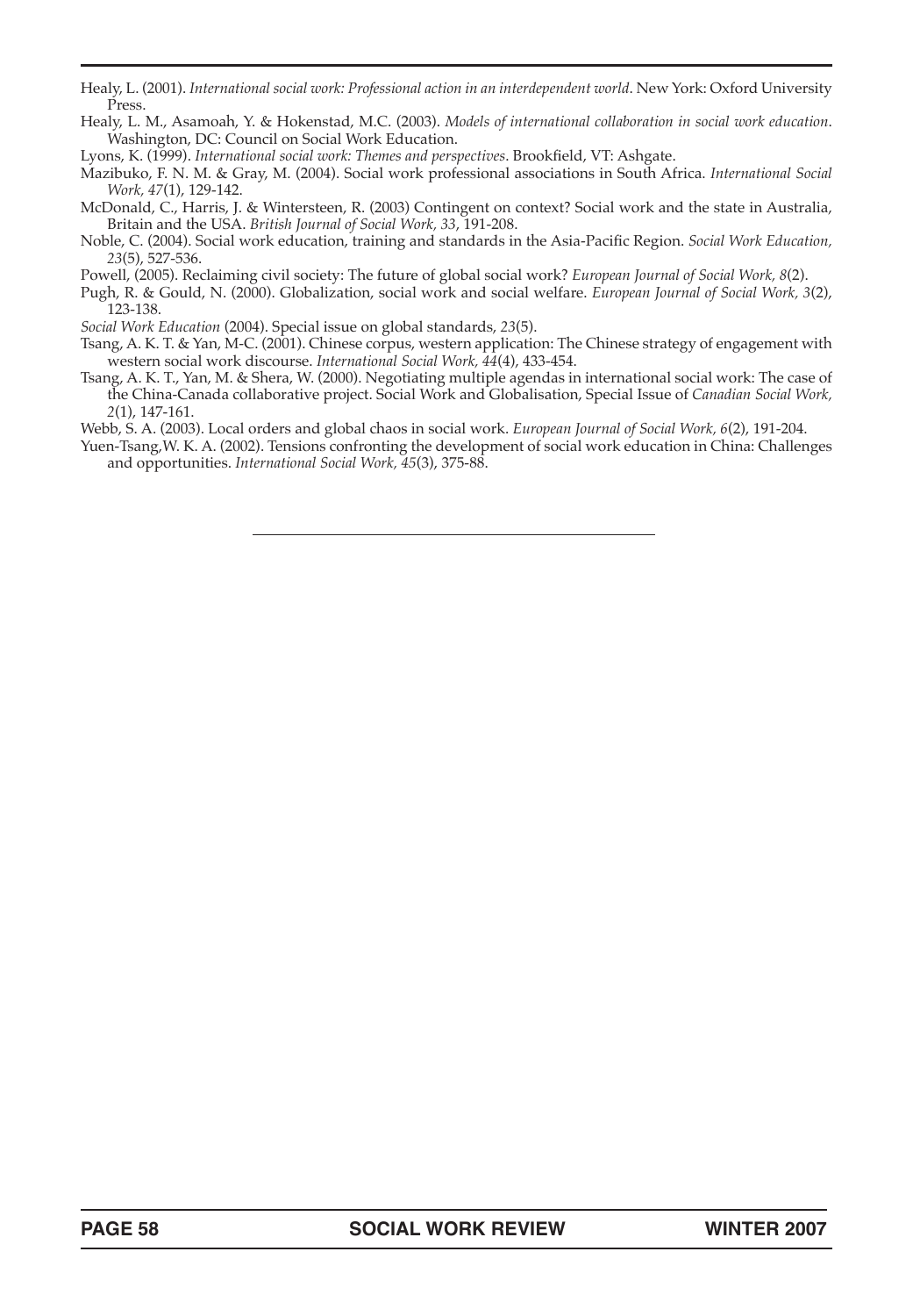Healy, L. (2001). *International social work: Professional action in an interdependent world*. New York: Oxford University Press.

Healy, L. M., Asamoah, Y. & Hokenstad, M.C. (2003). *Models of international collaboration in social work education*. Washington, DC: Council on Social Work Education.

Lyons, K. (1999). *International social work: Themes and perspectives*. Brookfield, VT: Ashgate.

Mazibuko, F. N. M. & Gray, M. (2004). Social work professional associations in South Africa. *International Social Work, 47*(1), 129-142.

McDonald, C., Harris, J. & Wintersteen, R. (2003) Contingent on context? Social work and the state in Australia, Britain and the USA. *British Journal of Social Work, 33*, 191-208.

Noble, C. (2004). Social work education, training and standards in the Asia-Pacific Region. *Social Work Education, 23*(5), 527-536.

Powell, (2005). Reclaiming civil society: The future of global social work? *European Journal of Social Work, 8*(2).

Pugh, R. & Gould, N. (2000). Globalization, social work and social welfare. *European Journal of Social Work, 3*(2), 123-138.

*Social Work Education* (2004). Special issue on global standards, *23*(5).

Tsang, A. K. T. & Yan, M-C. (2001). Chinese corpus, western application: The Chinese strategy of engagement with western social work discourse. *International Social Work, 44*(4), 433-454.

Tsang, A. K. T., Yan, M. & Shera, W. (2000). Negotiating multiple agendas in international social work: The case of the China-Canada collaborative project. Social Work and Globalisation, Special Issue of *Canadian Social Work, 2*(1), 147-161.

Webb, S. A. (2003). Local orders and global chaos in social work. *European Journal of Social Work, 6*(2), 191-204.

Yuen-Tsang,W. K. A. (2002). Tensions confronting the development of social work education in China: Challenges and opportunities. *International Social Work, 45*(3), 375-88.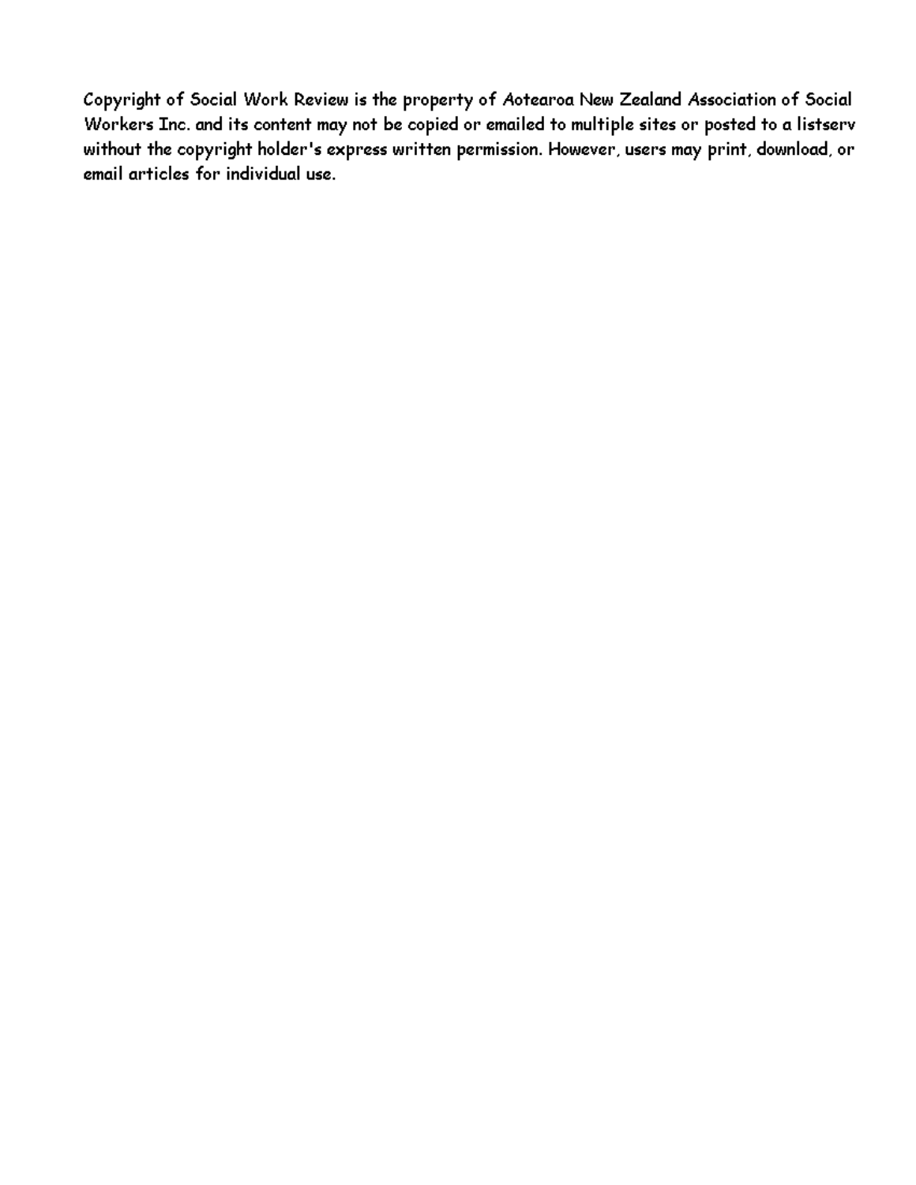Copyright of Social Work Review is the property of Aotearoa New Zealand Association of Social Workers Inc. and its content may not be copied or emailed to multiple sites or posted to a listserv without the copyright holder's express written permission. However, users may print, download, or email articles for individual use.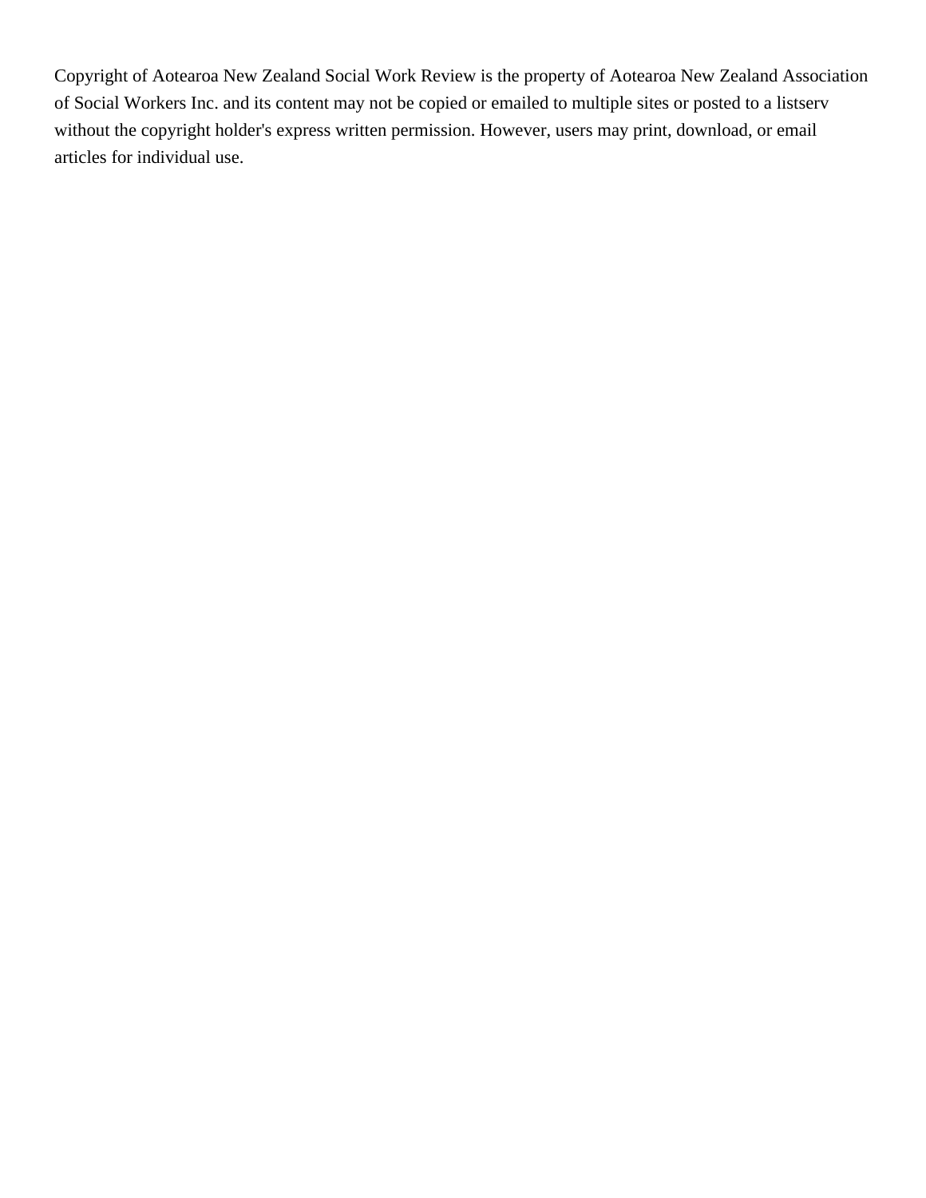Copyright of Aotearoa New Zealand Social Work Review is the property of Aotearoa New Zealand Association of Social Workers Inc. and its content may not be copied or emailed to multiple sites or posted to a listserv without the copyright holder's express written permission. However, users may print, download, or email articles for individual use.